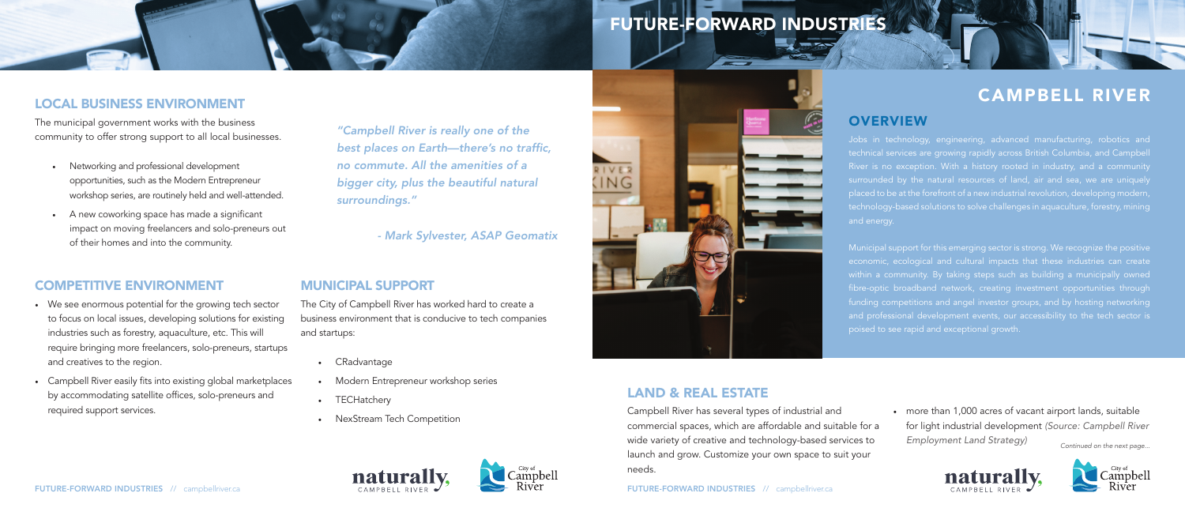# FUTURE-FORWARD INDUSTRIES

## LOCAL BUSINESS ENVIRONMENT

The municipal government works with the business community to offer strong support to all local businesses.

- Networking and professional development opportunities, such as the Modern Entrepreneur workshop series, are routinely held and well-attended.
- A new coworking space has made a significant impact on moving freelancers and solo-preneurs out of their homes and into the community.

*"Campbell River is really one of the best places on Earth—there's no traffic, no commute. All the amenities of a bigger city, plus the beautiful natural surroundings."*

*- Mark Sylvester, ASAP Geomatix*

## COMPETITIVE ENVIRONMENT

- We see enormous potential for the growing tech sector to focus on local issues, developing solutions for existing industries such as forestry, aquaculture, etc. This will require bringing more freelancers, solo-preneurs, startups and creatives to the region.
- Campbell River easily fits into existing global marketplaces by accommodating satellite offices, solo-preneurs and required support services.

## MUNICIPAL SUPPORT

The City of Campbell River has worked hard to create a business environment that is conducive to tech companies and startups:

- CRadvantage
- Modern Entrepreneur workshop series
- TECHatchery
- NexStream Tech Competition

# CAMPBELL RIVER

## OVERVIEW

Jobs in technology, engineering, advanced manufacturing, robotics and technical services are growing rapidly across British Columbia, and Campbell River is no exception. With a history rooted in industry, and a community surrounded by the natural resources of land, air and sea, we are uniquely placed to be at the forefront of a new industrial revolution, developing modern, technology-based solutions to solve challenges in aquaculture, forestry, mining and energy.

Municipal support for this emerging sector is strong. We recognize the positive economic, ecological and cultural impacts that these industries can create within a community. By taking steps such as building a municipally owned fibre-optic broadband network, creating investment opportunities through funding competitions and angel investor groups, and by hosting networking and professional development events, our accessibility to the tech sector is poised to see rapid and exceptional growth.

## LAND & REAL ESTATE

Campbell River has several types of industrial and commercial spaces, which are affordable and suitable for a wide variety of creative and technology-based services to launch and grow. Customize your own space to suit your needs.

- more than 1,000 acres of vacant airport lands, suitable for light industrial development *(Source: Campbell River Employment Land Strategy)*

*Continued on the next page...*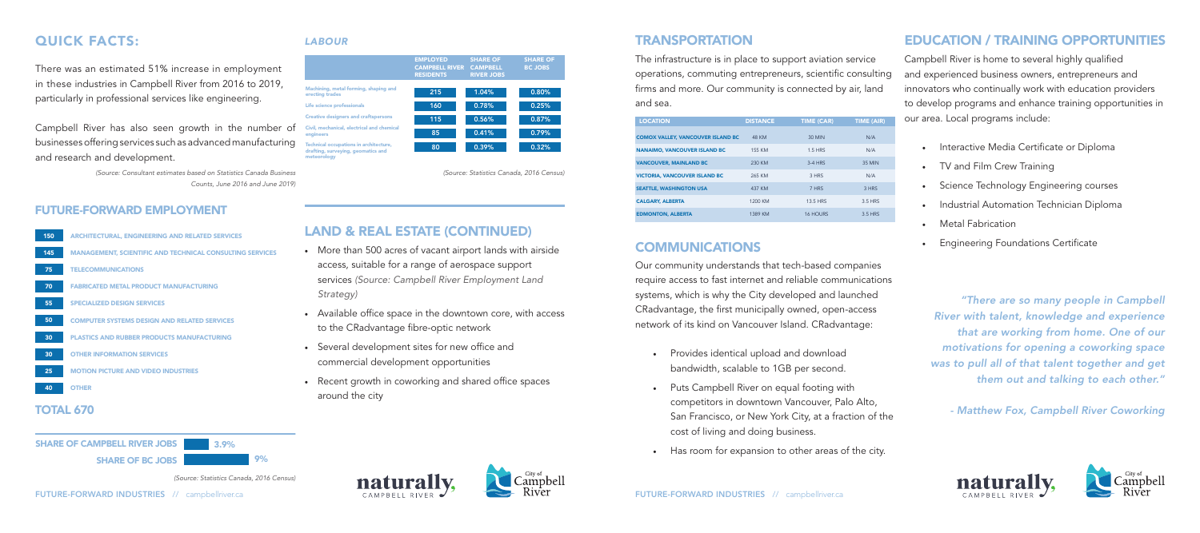## QUICK FACTS:

There was an estimated 51% increase in employment in these industries in Campbell River from 2016 to 2019, particularly in professional services like engineering.

Campbell River has also seen growth in the number of businesses offering services such as advanced manufacturing and research and development.

*(Source: Consultant estimates based on Statistics Canada Business Counts, June 2016 and June 2019)*

### *LABOUR*

| | EMPLOYED CAMPBELL RIVER RESIDENTS | SHARE OF CAMPBELL RIVER JOBS | SHARE OF BC JOBS |
|---|---|---|---|
| Machining, metal forming, shaping and erecting trades | 215 | 1.04% | 0.80% |
| Life science professionals | 160 | 0.78% | 0.25% |
| Creative designers and craftspersons | 115 | 0.56% | 0.87% |
| Civil, mechanical, electrical and chemical engineers | 85 | 0.41% | 0.79% |
| Technical occupations in architecture, drafting, surveying, geomatics and meteorology | 80 | 0.39% | 0.32% |

*(Source: Statistics Canada, 2016 Census)*

## FUTURE-FORWARD EMPLOYMENT

150 ARCHITECTURAL, ENGINEERING AND RELATED SERVICES
145 MANAGEMENT, SCIENTIFIC AND TECHNICAL CONSULTING SERVICES
75 TELECOMMUNICATIONS
70 FABRICATED METAL PRODUCT MANUFACTURING
55 SPECIALIZED DESIGN SERVICES
50 COMPUTER SYSTEMS DESIGN AND RELATED SERVICES
30 PLASTICS AND RUBBER PRODUCTS MANUFACTURING
30 OTHER INFORMATION SERVICES
25 MOTION PICTURE AND VIDEO INDUSTRIES
40 OTHER

### TOTAL 670

SHARE OF CAMPBELL RIVER JOBS 3.9%
SHARE OF BC JOBS 9%

*(Source: Statistics Canada, 2016 Census)*

## LAND & REAL ESTATE (CONTINUED)

- More than 500 acres of vacant airport lands with airside access, suitable for a range of aerospace support services *(Source: Campbell River Employment Land Strategy)*
- Available office space in the downtown core, with access to the CRadvantage fibre-optic network
- Several development sites for new office and commercial development opportunities
- Recent growth in coworking and shared office spaces around the city

## TRANSPORTATION

The infrastructure is in place to support aviation service operations, commuting entrepreneurs, scientific consulting firms and more. Our community is connected by air, land and sea.

| LOCATION | DISTANCE | TIME (CAR) | TIME (AIR) |
|---|---|---|---|
| COMOX VALLEY, VANCOUVER ISLAND BC | 48 KM | 30 MIN | N/A |
| NANAIMO, VANCOUVER ISLAND BC | 155 KM | 1.5 HRS | N/A |
| VANCOUVER, MAINLAND BC | 230 KM | 3-4 HRS | 35 MIN |
| VICTORIA, VANCOUVER ISLAND BC | 265 KM | 3 HRS | N/A |
| SEATTLE, WASHINGTON USA | 437 KM | 7 HRS | 3 HRS |
| CALGARY, ALBERTA | 1200 KM | 13.5 HRS | 3.5 HRS |
| EDMONTON, ALBERTA | 1389 KM | 16 HOURS | 3.5 HRS |

## COMMUNICATIONS

Our community understands that tech-based companies require access to fast internet and reliable communications systems, which is why the City developed and launched CRadvantage, the first municipally owned, open-access network of its kind on Vancouver Island. CRadvantage:

- Provides identical upload and download bandwidth, scalable to 1GB per second.
- Puts Campbell River on equal footing with competitors in downtown Vancouver, Palo Alto, San Francisco, or New York City, at a fraction of the cost of living and doing business.
- Has room for expansion to other areas of the city.

## EDUCATION / TRAINING OPPORTUNITIES

Campbell River is home to several highly qualified and experienced business owners, entrepreneurs and innovators who continually work with education providers to develop programs and enhance training opportunities in our area. Local programs include:

- Interactive Media Certificate or Diploma
- TV and Film Crew Training
- Science Technology Engineering courses
- Industrial Automation Technician Diploma
- Metal Fabrication
- Engineering Foundations Certificate

*"There are so many people in Campbell River with talent, knowledge and experience that are working from home. One of our motivations for opening a coworking space was to pull all of that talent together and get them out and talking to each other."*

*- Matthew Fox, Campbell River Coworking*